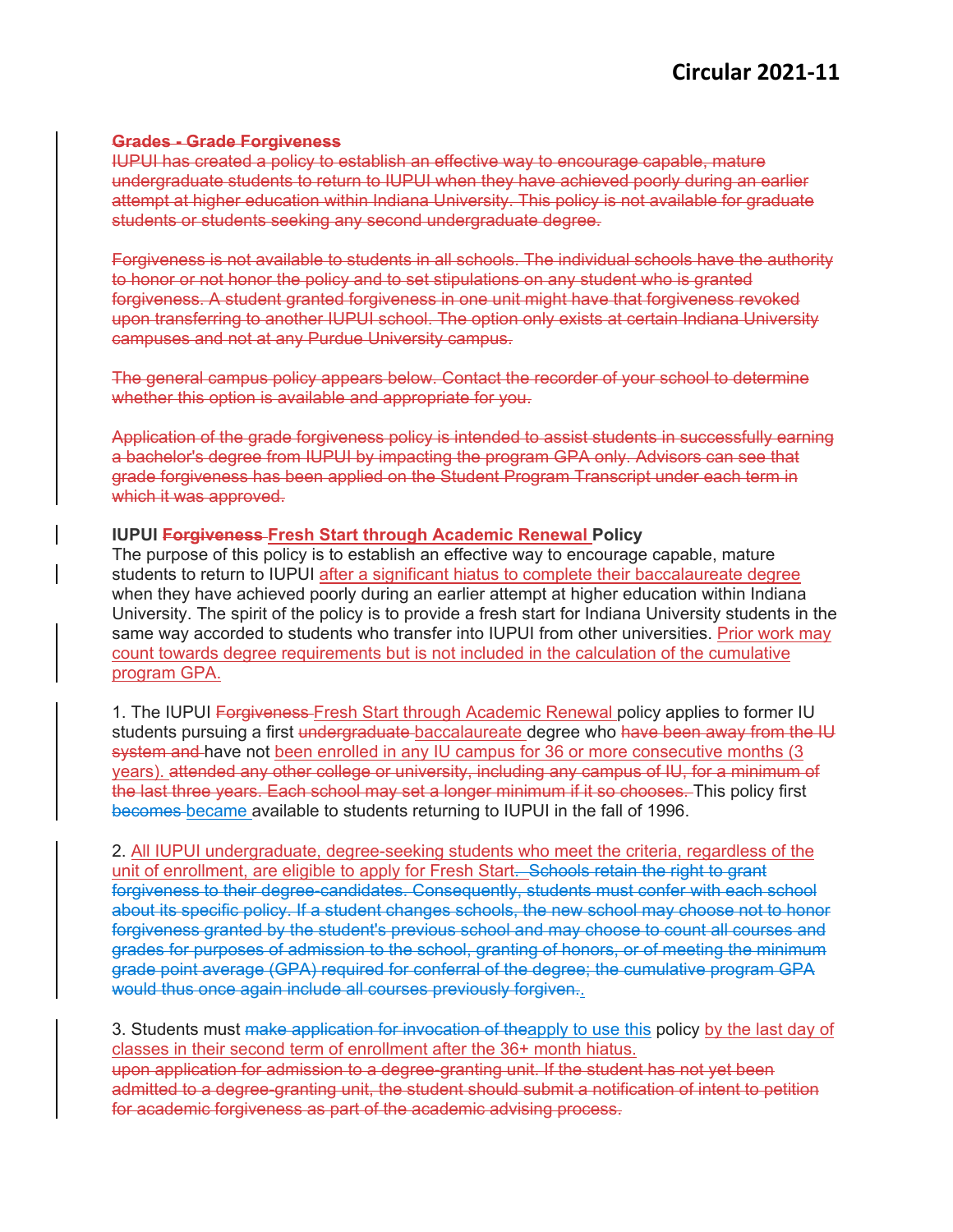# Circular 2021-11

~~**Grades - Grade Forgiveness**~~
~~IUPUI has created a policy to establish an effective way to encourage capable, mature undergraduate students to return to IUPUI when they have achieved poorly during an earlier attempt at higher education within Indiana University. This policy is not available for graduate students or students seeking any second undergraduate degree.~~

~~Forgiveness is not available to students in all schools. The individual schools have the authority to honor or not honor the policy and to set stipulations on any student who is granted forgiveness. A student granted forgiveness in one unit might have that forgiveness revoked upon transferring to another IUPUI school. The option only exists at certain Indiana University campuses and not at any Purdue University campus.~~

~~The general campus policy appears below. Contact the recorder of your school to determine whether this option is available and appropriate for you.~~

~~Application of the grade forgiveness policy is intended to assist students in successfully earning a bachelor's degree from IUPUI by impacting the program GPA only. Advisors can see that grade forgiveness has been applied on the Student Program Transcript under each term in which it was approved.~~

**IUPUI ~~Forgiveness~~ <u>Fresh Start through Academic Renewal</u> Policy**
The purpose of this policy is to establish an effective way to encourage capable, mature students to return to IUPUI <u>after a significant hiatus to complete their baccalaureate degree</u> when they have achieved poorly during an earlier attempt at higher education within Indiana University. The spirit of the policy is to provide a fresh start for Indiana University students in the same way accorded to students who transfer into IUPUI from other universities. <u>Prior work may count towards degree requirements but is not included in the calculation of the cumulative program GPA.</u>

1. The IUPUI ~~Forgiveness~~ <u>Fresh Start through Academic Renewal</u> policy applies to former IU students pursuing a first ~~undergraduate~~ <u>baccalaureate</u> degree who ~~have been away from the IU system and~~ have not <u>been enrolled in any IU campus for 36 or more consecutive months (3 years).</u> ~~attended any other college or university, including any campus of IU, for a minimum of the last three years. Each school may set a longer minimum if it so chooses.~~ This policy first ~~becomes~~ <u>became</u> available to students returning to IUPUI in the fall of 1996.

2. <u>All IUPUI undergraduate, degree-seeking students who meet the criteria, regardless of the unit of enrollment, are eligible to apply for Fresh Start</u>~~. Schools retain the right to grant forgiveness to their degree-candidates. Consequently, students must confer with each school about its specific policy. If a student changes schools, the new school may choose not to honor forgiveness granted by the student's previous school and may choose to count all courses and grades for purposes of admission to the school, granting of honors, or of meeting the minimum grade point average (GPA) required for conferral of the degree; the cumulative program GPA would thus once again include all courses previously forgiven.~~<u>.</u>

3. Students must ~~make application for invocation of the~~<u>apply to use this</u> policy <u>by the last day of classes in their second term of enrollment after the 36+ month hiatus.</u>
~~upon application for admission to a degree-granting unit. If the student has not yet been admitted to a degree-granting unit, the student should submit a notification of intent to petition for academic forgiveness as part of the academic advising process.~~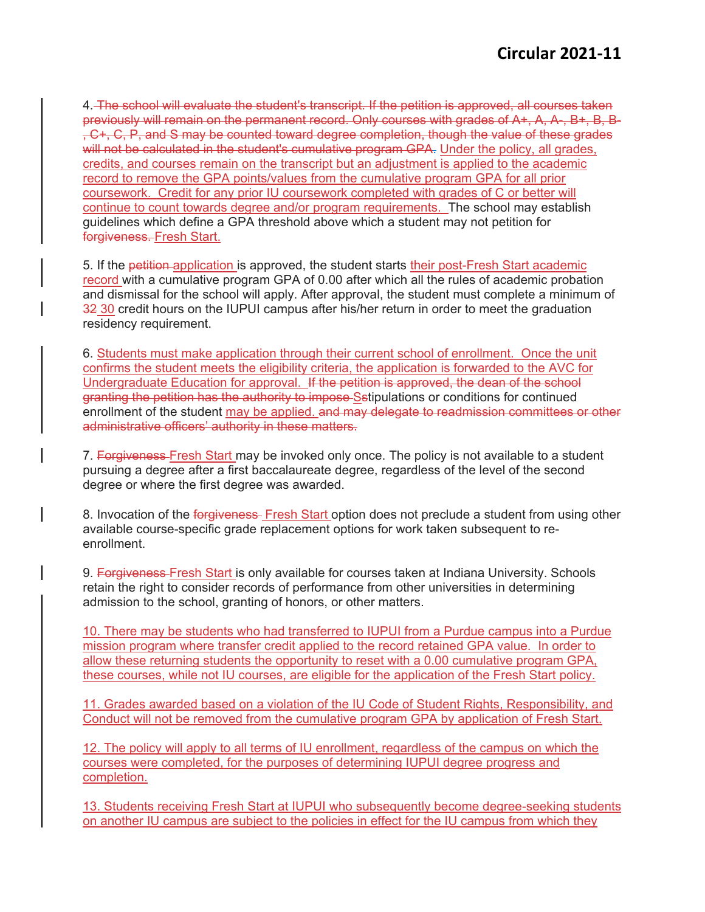4. ~~The school will evaluate the student's transcript. If the petition is approved, all courses taken previously will remain on the permanent record. Only courses with grades of A+, A, A-, B+, B, B-, C+, C, P, and S may be counted toward degree completion, though the value of these grades will not be calculated in the student's cumulative program GPA.~~ Under the policy, all grades, credits, and courses remain on the transcript but an adjustment is applied to the academic record to remove the GPA points/values from the cumulative program GPA for all prior coursework. Credit for any prior IU coursework completed with grades of C or better will continue to count towards degree and/or program requirements. The school may establish guidelines which define a GPA threshold above which a student may not petition for ~~forgiveness.~~ Fresh Start.

5. If the ~~petition~~ application is approved, the student starts their post-Fresh Start academic record with a cumulative program GPA of 0.00 after which all the rules of academic probation and dismissal for the school will apply. After approval, the student must complete a minimum of ~~32~~ 30 credit hours on the IUPUI campus after his/her return in order to meet the graduation residency requirement.

6. Students must make application through their current school of enrollment. Once the unit confirms the student meets the eligibility criteria, the application is forwarded to the AVC for Undergraduate Education for approval. ~~If the petition is approved, the dean of the school granting the petition has the authority to impose~~ ~~s~~Stipulations or conditions for continued enrollment of the student may be applied. ~~and may delegate to readmission committees or other administrative officers' authority in these matters.~~

7. ~~Forgiveness~~ Fresh Start may be invoked only once. The policy is not available to a student pursuing a degree after a first baccalaureate degree, regardless of the level of the second degree or where the first degree was awarded.

8. Invocation of the ~~forgiveness~~ Fresh Start option does not preclude a student from using other available course-specific grade replacement options for work taken subsequent to re-enrollment.

9. ~~Forgiveness~~ Fresh Start is only available for courses taken at Indiana University. Schools retain the right to consider records of performance from other universities in determining admission to the school, granting of honors, or other matters.

10. There may be students who had transferred to IUPUI from a Purdue campus into a Purdue mission program where transfer credit applied to the record retained GPA value. In order to allow these returning students the opportunity to reset with a 0.00 cumulative program GPA, these courses, while not IU courses, are eligible for the application of the Fresh Start policy.

11. Grades awarded based on a violation of the IU Code of Student Rights, Responsibility, and Conduct will not be removed from the cumulative program GPA by application of Fresh Start.

12. The policy will apply to all terms of IU enrollment, regardless of the campus on which the courses were completed, for the purposes of determining IUPUI degree progress and completion.

13. Students receiving Fresh Start at IUPUI who subsequently become degree-seeking students on another IU campus are subject to the policies in effect for the IU campus from which they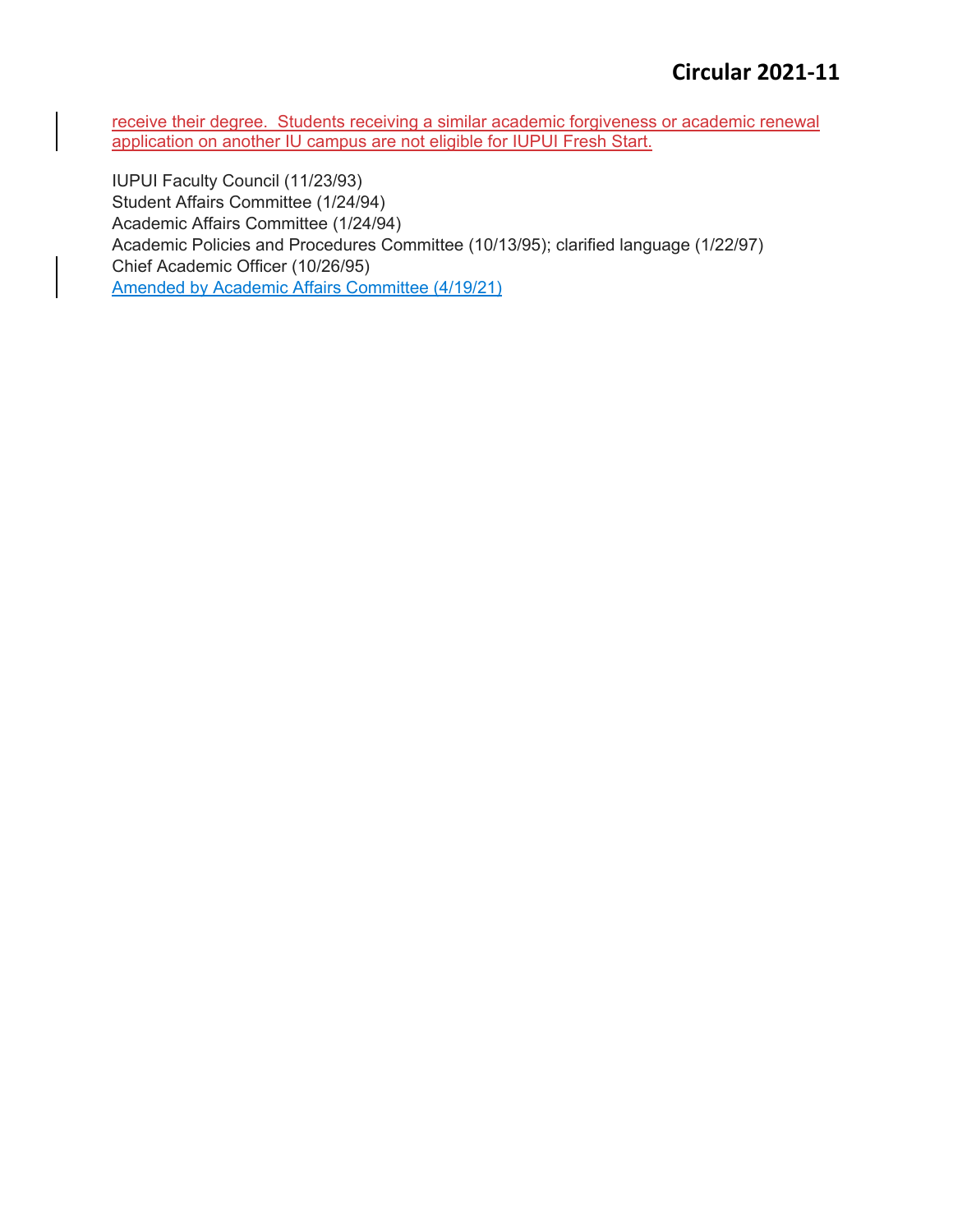receive their degree.  Students receiving a similar academic forgiveness or academic renewal application on another IU campus are not eligible for IUPUI Fresh Start.

IUPUI Faculty Council (11/23/93)
Student Affairs Committee (1/24/94)
Academic Affairs Committee (1/24/94)
Academic Policies and Procedures Committee (10/13/95); clarified language (1/22/97)
Chief Academic Officer (10/26/95)
Amended by Academic Affairs Committee (4/19/21)